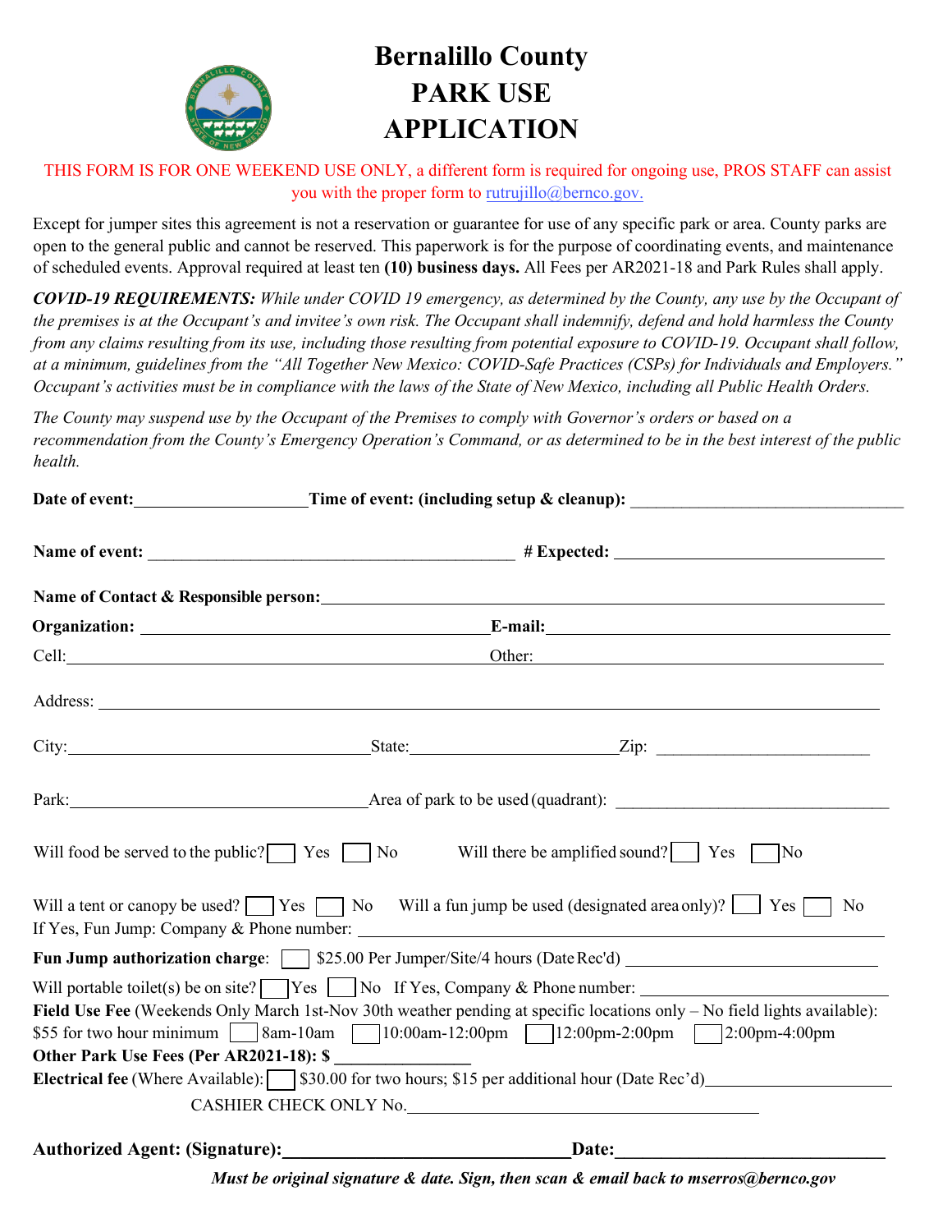# Bernalillo County PARK USE APPLICATION

THIS FORM IS FOR ONE WEEKEND USE ONLY, a different form is required for ongoing use, PROS STAFF can assist you with the proper form to rutrujillo@bernco.gov.

Except for jumper sites this agreement is not a reservation or guarantee for use of any specific park or area. County parks are open to the general public and cannot be reserved. This paperwork is for the purpose of coordinating events, and maintenance of scheduled events. Approval required at least ten **(10) business days.** All Fees per AR2021-18 and Park Rules shall apply.

***COVID-19 REQUIREMENTS:*** *While under COVID 19 emergency, as determined by the County, any use by the Occupant of the premises is at the Occupant's and invitee's own risk. The Occupant shall indemnify, defend and hold harmless the County from any claims resulting from its use, including those resulting from potential exposure to COVID-19. Occupant shall follow, at a minimum, guidelines from the "All Together New Mexico: COVID-Safe Practices (CSPs) for Individuals and Employers." Occupant's activities must be in compliance with the laws of the State of New Mexico, including all Public Health Orders.*

*The County may suspend use by the Occupant of the Premises to comply with Governor's orders or based on a recommendation from the County's Emergency Operation's Command, or as determined to be in the best interest of the public health.*

**Date of event:**\_\_\_\_\_\_\_\_\_\_\_\_\_\_\_\_\_\_\_\_ **Time of event: (including setup & cleanup):** \_\_\_\_\_\_\_\_\_\_\_\_\_\_\_\_\_\_\_\_\_\_\_\_\_\_\_\_\_\_

**Name of event:** \_\_\_\_\_\_\_\_\_\_\_\_\_\_\_\_\_\_\_\_\_\_\_\_\_\_\_\_\_\_\_\_\_\_\_\_\_\_\_\_ **# Expected:** \_\_\_\_\_\_\_\_\_\_\_\_\_\_\_\_\_\_\_\_\_\_\_\_\_\_\_\_\_\_

**Name of Contact & Responsible person:**\_\_\_\_\_\_\_\_\_\_\_\_\_\_\_\_\_\_\_\_\_\_\_\_\_\_\_\_\_\_\_\_\_\_\_\_\_\_\_\_\_\_\_\_\_\_\_\_\_\_\_\_\_\_\_\_

**Organization:** \_\_\_\_\_\_\_\_\_\_\_\_\_\_\_\_\_\_\_\_\_\_\_\_\_\_\_\_\_\_\_\_\_\_\_\_\_\_ **E-mail:**\_\_\_\_\_\_\_\_\_\_\_\_\_\_\_\_\_\_\_\_\_\_\_\_\_\_\_\_\_\_\_\_\_\_\_\_\_\_

Cell:\_\_\_\_\_\_\_\_\_\_\_\_\_\_\_\_\_\_\_\_\_\_\_\_\_\_\_\_\_\_\_\_\_\_\_\_\_\_\_\_\_\_\_\_ Other: \_\_\_\_\_\_\_\_\_\_\_\_\_\_\_\_\_\_\_\_\_\_\_\_\_\_\_\_\_\_\_\_\_\_\_\_\_\_\_\_

Address: \_\_\_\_\_\_\_\_\_\_\_\_\_\_\_\_\_\_\_\_\_\_\_\_\_\_\_\_\_\_\_\_\_\_\_\_\_\_\_\_\_\_\_\_\_\_\_\_\_\_\_\_\_\_\_\_\_\_\_\_\_\_\_\_\_\_\_\_\_\_\_\_\_\_\_\_\_\_\_\_

City:\_\_\_\_\_\_\_\_\_\_\_\_\_\_\_\_\_\_\_\_\_\_\_\_\_\_\_\_\_\_\_\_\_State:\_\_\_\_\_\_\_\_\_\_\_\_\_\_\_\_\_\_\_\_\_\_Zip: \_\_\_\_\_\_\_\_\_\_\_\_\_\_\_\_\_\_\_\_\_\_\_

Park:\_\_\_\_\_\_\_\_\_\_\_\_\_\_\_\_\_\_\_\_\_\_\_\_\_\_\_\_\_\_\_\_\_Area of park to be used (quadrant): \_\_\_\_\_\_\_\_\_\_\_\_\_\_\_\_\_\_\_\_\_\_\_\_\_\_\_\_\_\_

Will food be served to the public? ☐ Yes ☐ No Will there be amplified sound? ☐ Yes ☐ No

Will a tent or canopy be used? ☐ Yes ☐ No Will a fun jump be used (designated area only)? ☐ Yes ☐ No
If Yes, Fun Jump: Company & Phone number: \_\_\_\_\_\_\_\_\_\_\_\_\_\_\_\_\_\_\_\_\_\_\_\_\_\_\_\_\_\_\_\_\_\_\_\_\_\_\_\_\_\_\_\_\_\_\_\_\_\_\_\_

**Fun Jump authorization charge**: ☐ $25.00 Per Jumper/Site/4 hours (Date Rec'd) \_\_\_\_\_\_\_\_\_\_\_\_\_\_\_\_\_\_\_\_\_\_\_\_\_\_

Will portable toilet(s) be on site? ☐ Yes ☐ No If Yes, Company & Phone number: \_\_\_\_\_\_\_\_\_\_\_\_\_\_\_\_\_\_\_\_\_\_\_\_\_\_
**Field Use Fee** (Weekends Only March 1st-Nov 30th weather pending at specific locations only – No field lights available):
$55 for two hour minimum ☐ 8am-10am ☐ 10:00am-12:00pm ☐ 12:00pm-2:00pm ☐ 2:00pm-4:00pm
**Other Park Use Fees (Per AR2021-18): $** \_\_\_\_\_\_\_\_\_\_\_\_\_\_\_
**Electrical fee** (Where Available): ☐ $30.00 for two hours; $15 per additional hour (Date Rec'd)\_\_\_\_\_\_\_\_\_\_\_\_\_\_\_\_\_\_\_\_
CASHIER CHECK ONLY No.\_\_\_\_\_\_\_\_\_\_\_\_\_\_\_\_\_\_\_\_\_\_\_\_\_\_\_\_\_\_\_\_\_\_\_\_\_\_\_\_

**Authorized Agent: (Signature):**\_\_\_\_\_\_\_\_\_\_\_\_\_\_\_\_\_\_\_\_\_\_\_\_\_\_\_\_\_\_**Date:**\_\_\_\_\_\_\_\_\_\_\_\_\_\_\_\_\_\_\_\_\_\_\_\_\_\_\_\_

***Must be original signature & date. Sign, then scan & email back to mserros@bernco.gov***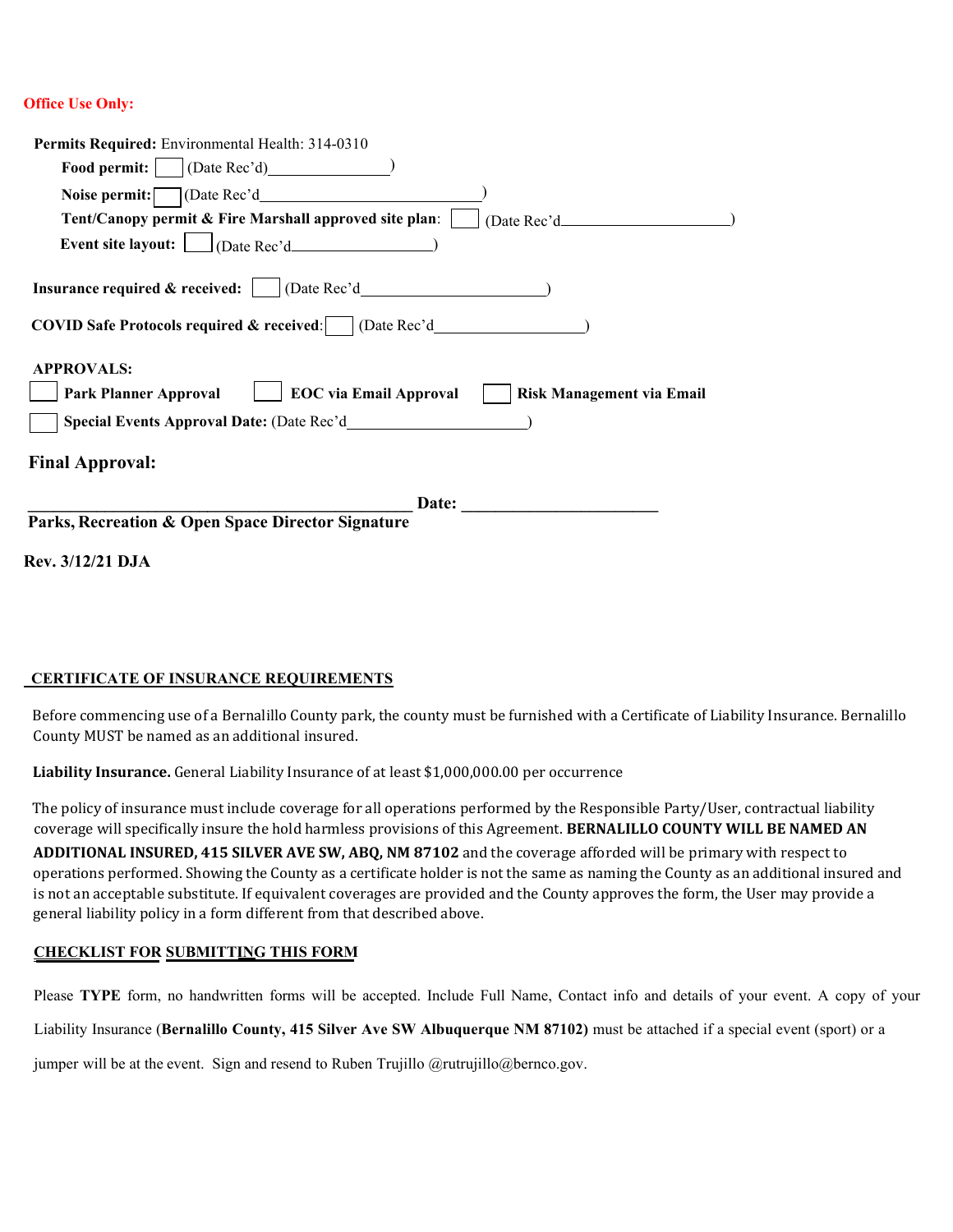**Office Use Only:**

**Permits Required:** Environmental Health: 314-0310

**Food permit:** ☐ (Date Rec'd)_______________)

**Noise permit:** ☐ (Date Rec'd_____________________________)

**Tent/Canopy permit & Fire Marshall approved site plan**: ☐ (Date Rec'd_____________________)

**Event site layout:** ☐ (Date Rec'd__________________)

**Insurance required & received:** ☐ (Date Rec'd_______________________)

**COVID Safe Protocols required & received**: ☐ (Date Rec'd___________________)

**APPROVALS:**

☐ **Park Planner Approval** ☐ **EOC via Email Approval** ☐ **Risk Management via Email**

☐ **Special Events Approval Date:** (Date Rec'd_______________________)

## Final Approval:

_______________________________________________ **Date:** ________________________

**Parks, Recreation & Open Space Director Signature**

**Rev. 3/12/21 DJA**

**CERTIFICATE OF INSURANCE REQUIREMENTS**

Before commencing use of a Bernalillo County park, the county must be furnished with a Certificate of Liability Insurance. Bernalillo County MUST be named as an additional insured.

**Liability Insurance.** General Liability Insurance of at least $1,000,000.00 per occurrence

The policy of insurance must include coverage for all operations performed by the Responsible Party/User, contractual liability coverage will specifically insure the hold harmless provisions of this Agreement. **BERNALILLO COUNTY WILL BE NAMED AN ADDITIONAL INSURED, 415 SILVER AVE SW, ABQ, NM 87102** and the coverage afforded will be primary with respect to operations performed. Showing the County as a certificate holder is not the same as naming the County as an additional insured and is not an acceptable substitute. If equivalent coverages are provided and the County approves the form, the User may provide a general liability policy in a form different from that described above.

**CHECKLIST FOR SUBMITTING THIS FORM**

Please **TYPE** form, no handwritten forms will be accepted. Include Full Name, Contact info and details of your event. A copy of your Liability Insurance (**Bernalillo County, 415 Silver Ave SW Albuquerque NM 87102)** must be attached if a special event (sport) or a jumper will be at the event. Sign and resend to Ruben Trujillo @rutrujillo@bernco.gov.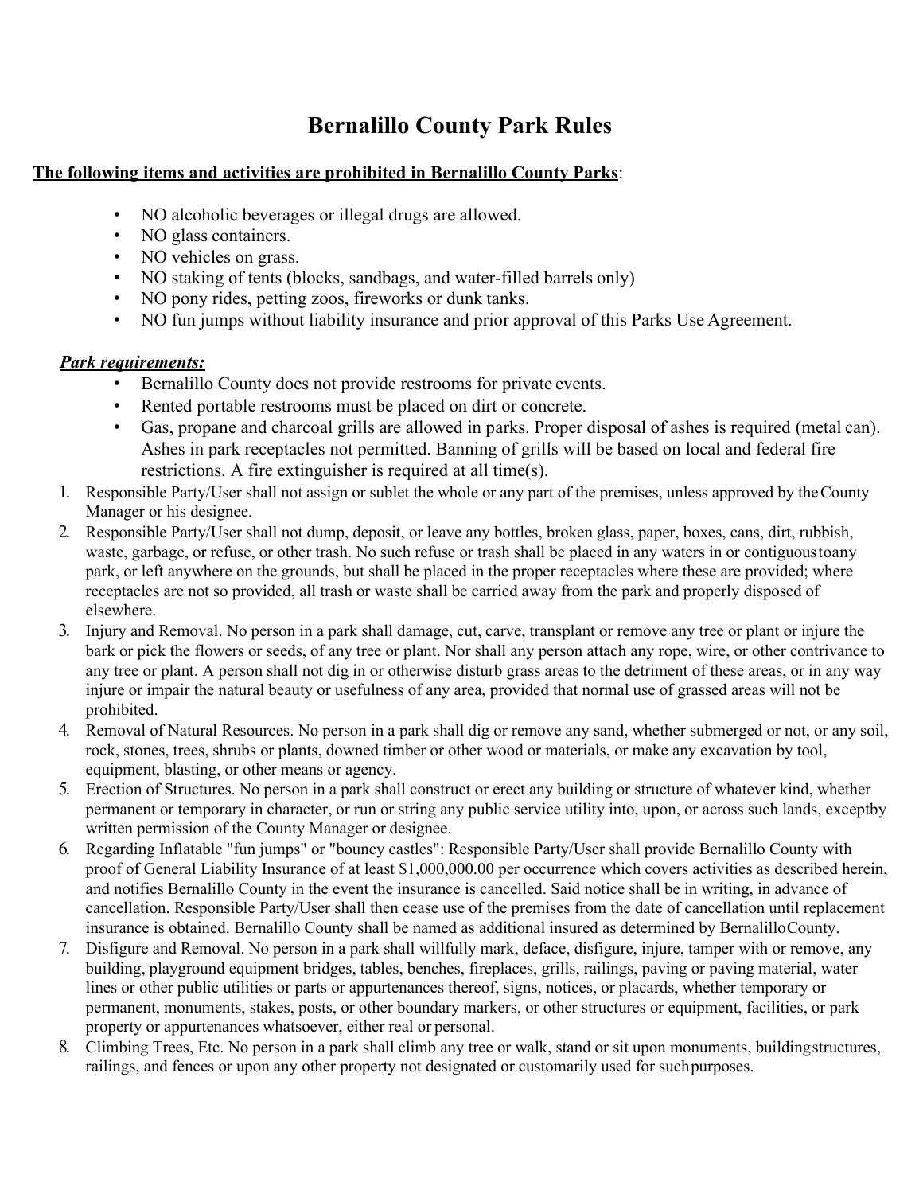# Bernalillo County Park Rules

**The following items and activities are prohibited in Bernalillo County Parks**:

- NO alcoholic beverages or illegal drugs are allowed.
- NO glass containers.
- NO vehicles on grass.
- NO staking of tents (blocks, sandbags, and water-filled barrels only)
- NO pony rides, petting zoos, fireworks or dunk tanks.
- NO fun jumps without liability insurance and prior approval of this Parks Use Agreement.

***Park requirements:***

- Bernalillo County does not provide restrooms for private events.
- Rented portable restrooms must be placed on dirt or concrete.
- Gas, propane and charcoal grills are allowed in parks. Proper disposal of ashes is required (metal can). Ashes in park receptacles not permitted. Banning of grills will be based on local and federal fire restrictions. A fire extinguisher is required at all time(s).

1. Responsible Party/User shall not assign or sublet the whole or any part of the premises, unless approved by the County Manager or his designee.
2. Responsible Party/User shall not dump, deposit, or leave any bottles, broken glass, paper, boxes, cans, dirt, rubbish, waste, garbage, or refuse, or other trash. No such refuse or trash shall be placed in any waters in or contiguous to any park, or left anywhere on the grounds, but shall be placed in the proper receptacles where these are provided; where receptacles are not so provided, all trash or waste shall be carried away from the park and properly disposed of elsewhere.
3. Injury and Removal. No person in a park shall damage, cut, carve, transplant or remove any tree or plant or injure the bark or pick the flowers or seeds, of any tree or plant. Nor shall any person attach any rope, wire, or other contrivance to any tree or plant. A person shall not dig in or otherwise disturb grass areas to the detriment of these areas, or in any way injure or impair the natural beauty or usefulness of any area, provided that normal use of grassed areas will not be prohibited.
4. Removal of Natural Resources. No person in a park shall dig or remove any sand, whether submerged or not, or any soil, rock, stones, trees, shrubs or plants, downed timber or other wood or materials, or make any excavation by tool, equipment, blasting, or other means or agency.
5. Erection of Structures. No person in a park shall construct or erect any building or structure of whatever kind, whether permanent or temporary in character, or run or string any public service utility into, upon, or across such lands, except by written permission of the County Manager or designee.
6. Regarding Inflatable "fun jumps" or "bouncy castles": Responsible Party/User shall provide Bernalillo County with proof of General Liability Insurance of at least $1,000,000.00 per occurrence which covers activities as described herein, and notifies Bernalillo County in the event the insurance is cancelled. Said notice shall be in writing, in advance of cancellation. Responsible Party/User shall then cease use of the premises from the date of cancellation until replacement insurance is obtained. Bernalillo County shall be named as additional insured as determined by Bernalillo County.
7. Disfigure and Removal. No person in a park shall willfully mark, deface, disfigure, injure, tamper with or remove, any building, playground equipment bridges, tables, benches, fireplaces, grills, railings, paving or paving material, water lines or other public utilities or parts or appurtenances thereof, signs, notices, or placards, whether temporary or permanent, monuments, stakes, posts, or other boundary markers, or other structures or equipment, facilities, or park property or appurtenances whatsoever, either real or personal.
8. Climbing Trees, Etc. No person in a park shall climb any tree or walk, stand or sit upon monuments, building structures, railings, and fences or upon any other property not designated or customarily used for such purposes.